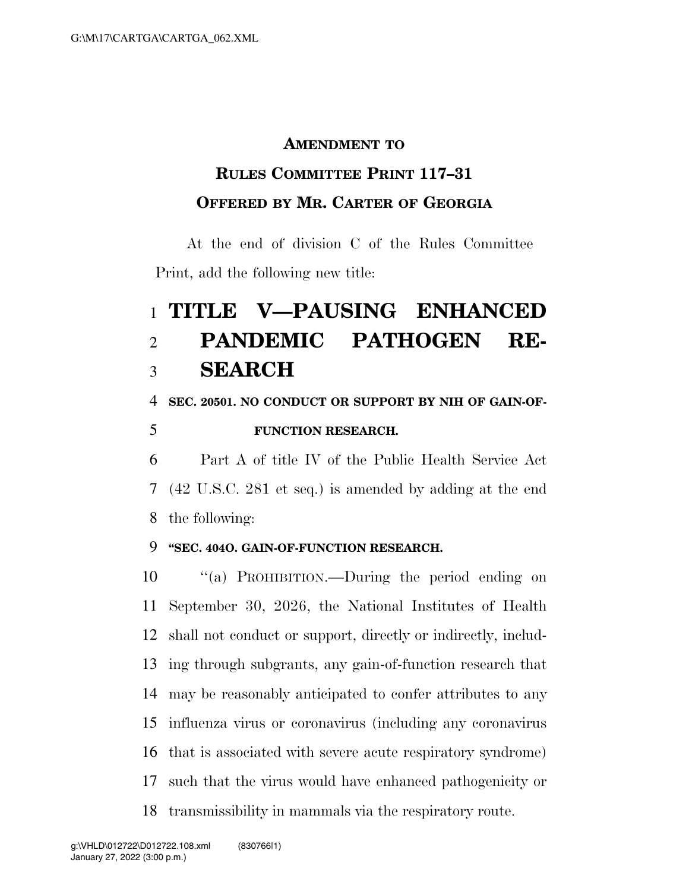# AMENDMENT TO RULES COMMITTEE PRINT 117–31 OFFERED BY MR. CARTER OF GEORGIA

At the end of division C of the Rules Committee Print, add the following new title:

## TITLE V—PAUSING ENHANCED PANDEMIC PATHOGEN RESEARCH

### SEC. 20501. NO CONDUCT OR SUPPORT BY NIH OF GAIN-OF-FUNCTION RESEARCH.

Part A of title IV of the Public Health Service Act (42 U.S.C. 281 et seq.) is amended by adding at the end the following:

**"SEC. 404O. GAIN-OF-FUNCTION RESEARCH.**

"(a) PROHIBITION.—During the period ending on September 30, 2026, the National Institutes of Health shall not conduct or support, directly or indirectly, including through subgrants, any gain-of-function research that may be reasonably anticipated to confer attributes to any influenza virus or coronavirus (including any coronavirus that is associated with severe acute respiratory syndrome) such that the virus would have enhanced pathogenicity or transmissibility in mammals via the respiratory route.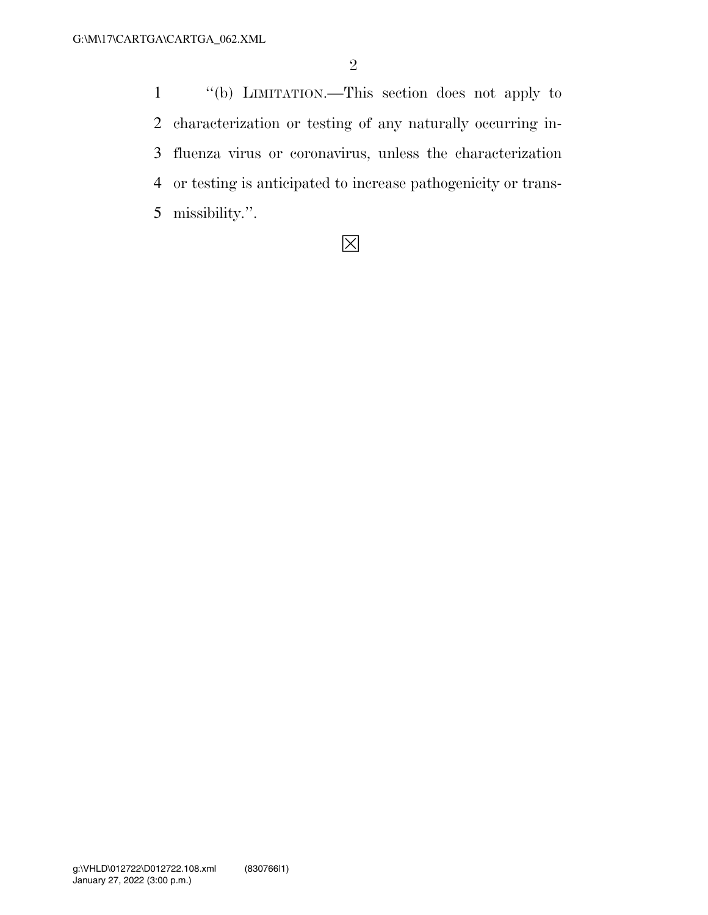"(b) LIMITATION.—This section does not apply to characterization or testing of any naturally occurring influenza virus or coronavirus, unless the characterization or testing is anticipated to increase pathogenicity or transmissibility.".